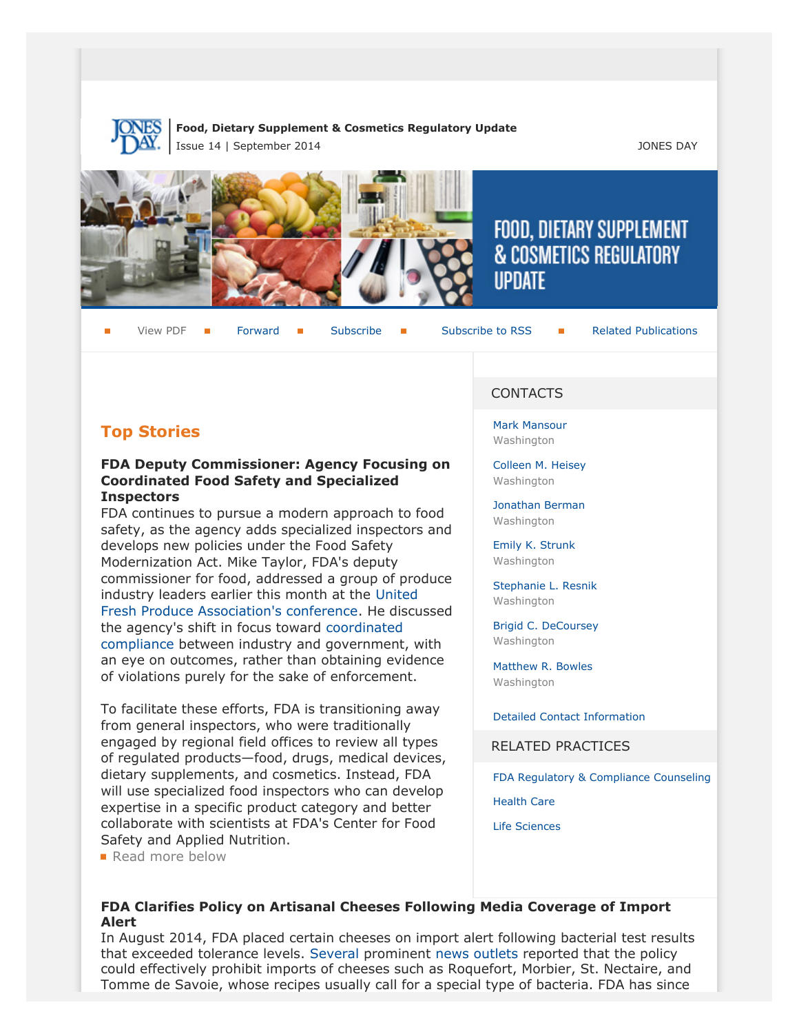**Food, Dietary Supplement & Cosmetics Regulatory Update**
Issue 14 | September 2014

JONES DAY

FOOD, DIETARY SUPPLEMENT & COSMETICS REGULATORY UPDATE

View PDF | Forward | Subscribe | Subscribe to RSS | Related Publications

## Top Stories

### FDA Deputy Commissioner: Agency Focusing on Coordinated Food Safety and Specialized Inspectors

FDA continues to pursue a modern approach to food safety, as the agency adds specialized inspectors and develops new policies under the Food Safety Modernization Act. Mike Taylor, FDA's deputy commissioner for food, addressed a group of produce industry leaders earlier this month at the United Fresh Produce Association's conference. He discussed the agency's shift in focus toward coordinated compliance between industry and government, with an eye on outcomes, rather than obtaining evidence of violations purely for the sake of enforcement.

To facilitate these efforts, FDA is transitioning away from general inspectors, who were traditionally engaged by regional field offices to review all types of regulated products—food, drugs, medical devices, dietary supplements, and cosmetics. Instead, FDA will use specialized food inspectors who can develop expertise in a specific product category and better collaborate with scientists at FDA's Center for Food Safety and Applied Nutrition.

Read more below

### CONTACTS

Mark Mansour
Washington

Colleen M. Heisey
Washington

Jonathan Berman
Washington

Emily K. Strunk
Washington

Stephanie L. Resnik
Washington

Brigid C. DeCoursey
Washington

Matthew R. Bowles
Washington

Detailed Contact Information

### RELATED PRACTICES

FDA Regulatory & Compliance Counseling

Health Care

Life Sciences

### FDA Clarifies Policy on Artisanal Cheeses Following Media Coverage of Import Alert

In August 2014, FDA placed certain cheeses on import alert following bacterial test results that exceeded tolerance levels. Several prominent news outlets reported that the policy could effectively prohibit imports of cheeses such as Roquefort, Morbier, St. Nectaire, and Tomme de Savoie, whose recipes usually call for a special type of bacteria. FDA has since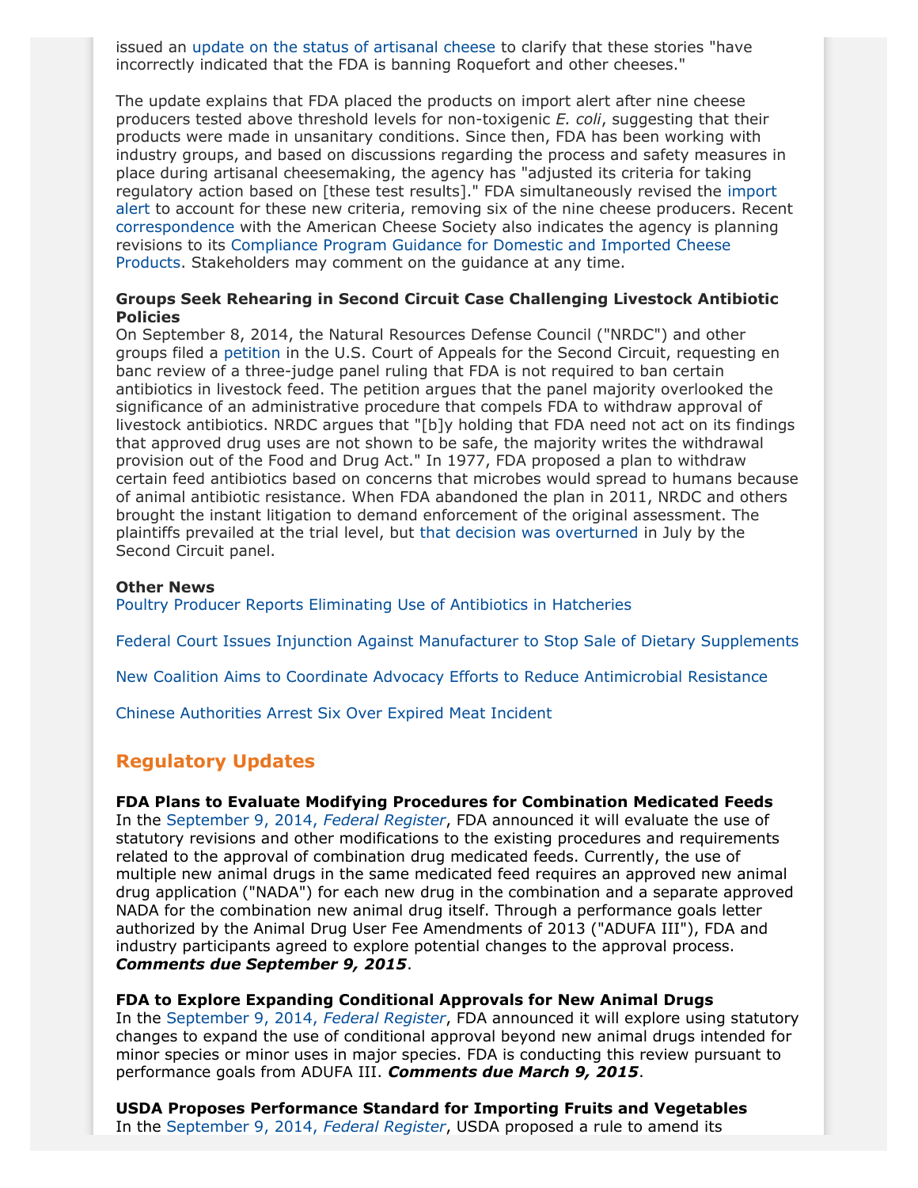issued an update on the status of artisanal cheese to clarify that these stories "have incorrectly indicated that the FDA is banning Roquefort and other cheeses."

The update explains that FDA placed the products on import alert after nine cheese producers tested above threshold levels for non-toxigenic *E. coli*, suggesting that their products were made in unsanitary conditions. Since then, FDA has been working with industry groups, and based on discussions regarding the process and safety measures in place during artisanal cheesemaking, the agency has "adjusted its criteria for taking regulatory action based on [these test results]." FDA simultaneously revised the import alert to account for these new criteria, removing six of the nine cheese producers. Recent correspondence with the American Cheese Society also indicates the agency is planning revisions to its Compliance Program Guidance for Domestic and Imported Cheese Products. Stakeholders may comment on the guidance at any time.

**Groups Seek Rehearing in Second Circuit Case Challenging Livestock Antibiotic Policies**

On September 8, 2014, the Natural Resources Defense Council ("NRDC") and other groups filed a petition in the U.S. Court of Appeals for the Second Circuit, requesting en banc review of a three-judge panel ruling that FDA is not required to ban certain antibiotics in livestock feed. The petition argues that the panel majority overlooked the significance of an administrative procedure that compels FDA to withdraw approval of livestock antibiotics. NRDC argues that "[b]y holding that FDA need not act on its findings that approved drug uses are not shown to be safe, the majority writes the withdrawal provision out of the Food and Drug Act." In 1977, FDA proposed a plan to withdraw certain feed antibiotics based on concerns that microbes would spread to humans because of animal antibiotic resistance. When FDA abandoned the plan in 2011, NRDC and others brought the instant litigation to demand enforcement of the original assessment. The plaintiffs prevailed at the trial level, but that decision was overturned in July by the Second Circuit panel.

**Other News**

Poultry Producer Reports Eliminating Use of Antibiotics in Hatcheries

Federal Court Issues Injunction Against Manufacturer to Stop Sale of Dietary Supplements

New Coalition Aims to Coordinate Advocacy Efforts to Reduce Antimicrobial Resistance

Chinese Authorities Arrest Six Over Expired Meat Incident

## Regulatory Updates

**FDA Plans to Evaluate Modifying Procedures for Combination Medicated Feeds**

In the September 9, 2014, *Federal Register*, FDA announced it will evaluate the use of statutory revisions and other modifications to the existing procedures and requirements related to the approval of combination drug medicated feeds. Currently, the use of multiple new animal drugs in the same medicated feed requires an approved new animal drug application ("NADA") for each new drug in the combination and a separate approved NADA for the combination new animal drug itself. Through a performance goals letter authorized by the Animal Drug User Fee Amendments of 2013 ("ADUFA III"), FDA and industry participants agreed to explore potential changes to the approval process. ***Comments due September 9, 2015***.

**FDA to Explore Expanding Conditional Approvals for New Animal Drugs**

In the September 9, 2014, *Federal Register*, FDA announced it will explore using statutory changes to expand the use of conditional approval beyond new animal drugs intended for minor species or minor uses in major species. FDA is conducting this review pursuant to performance goals from ADUFA III. ***Comments due March 9, 2015***.

**USDA Proposes Performance Standard for Importing Fruits and Vegetables**

In the September 9, 2014, *Federal Register*, USDA proposed a rule to amend its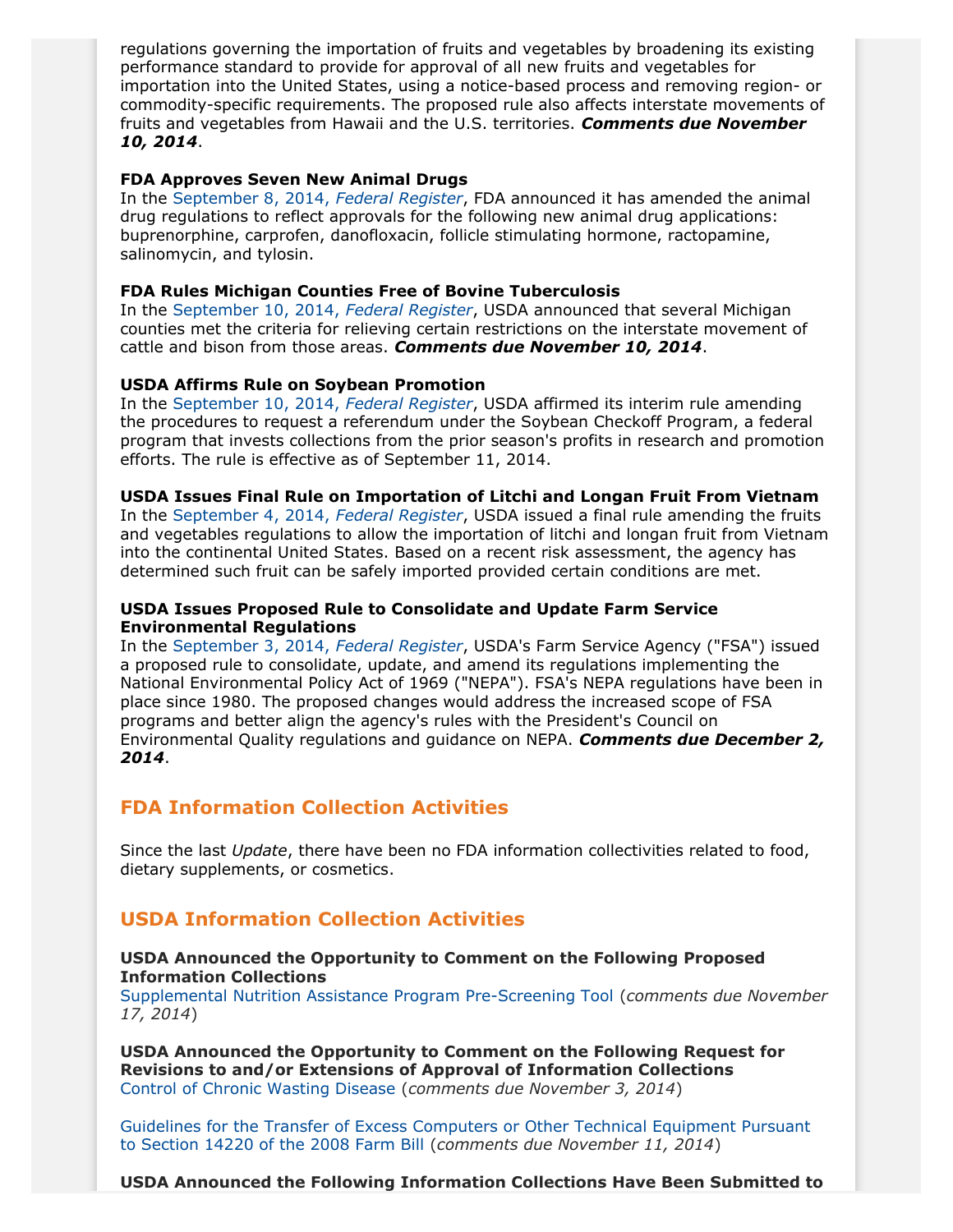regulations governing the importation of fruits and vegetables by broadening its existing performance standard to provide for approval of all new fruits and vegetables for importation into the United States, using a notice-based process and removing region- or commodity-specific requirements. The proposed rule also affects interstate movements of fruits and vegetables from Hawaii and the U.S. territories. ***Comments due November 10, 2014***.

**FDA Approves Seven New Animal Drugs**
In the September 8, 2014, *Federal Register*, FDA announced it has amended the animal drug regulations to reflect approvals for the following new animal drug applications: buprenorphine, carprofen, danofloxacin, follicle stimulating hormone, ractopamine, salinomycin, and tylosin.

**FDA Rules Michigan Counties Free of Bovine Tuberculosis**
In the September 10, 2014, *Federal Register*, USDA announced that several Michigan counties met the criteria for relieving certain restrictions on the interstate movement of cattle and bison from those areas. ***Comments due November 10, 2014***.

**USDA Affirms Rule on Soybean Promotion**
In the September 10, 2014, *Federal Register*, USDA affirmed its interim rule amending the procedures to request a referendum under the Soybean Checkoff Program, a federal program that invests collections from the prior season's profits in research and promotion efforts. The rule is effective as of September 11, 2014.

**USDA Issues Final Rule on Importation of Litchi and Longan Fruit From Vietnam**
In the September 4, 2014, *Federal Register*, USDA issued a final rule amending the fruits and vegetables regulations to allow the importation of litchi and longan fruit from Vietnam into the continental United States. Based on a recent risk assessment, the agency has determined such fruit can be safely imported provided certain conditions are met.

**USDA Issues Proposed Rule to Consolidate and Update Farm Service Environmental Regulations**
In the September 3, 2014, *Federal Register*, USDA's Farm Service Agency ("FSA") issued a proposed rule to consolidate, update, and amend its regulations implementing the National Environmental Policy Act of 1969 ("NEPA"). FSA's NEPA regulations have been in place since 1980. The proposed changes would address the increased scope of FSA programs and better align the agency's rules with the President's Council on Environmental Quality regulations and guidance on NEPA. ***Comments due December 2, 2014***.

## FDA Information Collection Activities

Since the last *Update*, there have been no FDA information collectivities related to food, dietary supplements, or cosmetics.

## USDA Information Collection Activities

**USDA Announced the Opportunity to Comment on the Following Proposed Information Collections**
Supplemental Nutrition Assistance Program Pre-Screening Tool (*comments due November 17, 2014*)

**USDA Announced the Opportunity to Comment on the Following Request for Revisions to and/or Extensions of Approval of Information Collections**
Control of Chronic Wasting Disease (*comments due November 3, 2014*)

Guidelines for the Transfer of Excess Computers or Other Technical Equipment Pursuant to Section 14220 of the 2008 Farm Bill (*comments due November 11, 2014*)

**USDA Announced the Following Information Collections Have Been Submitted to**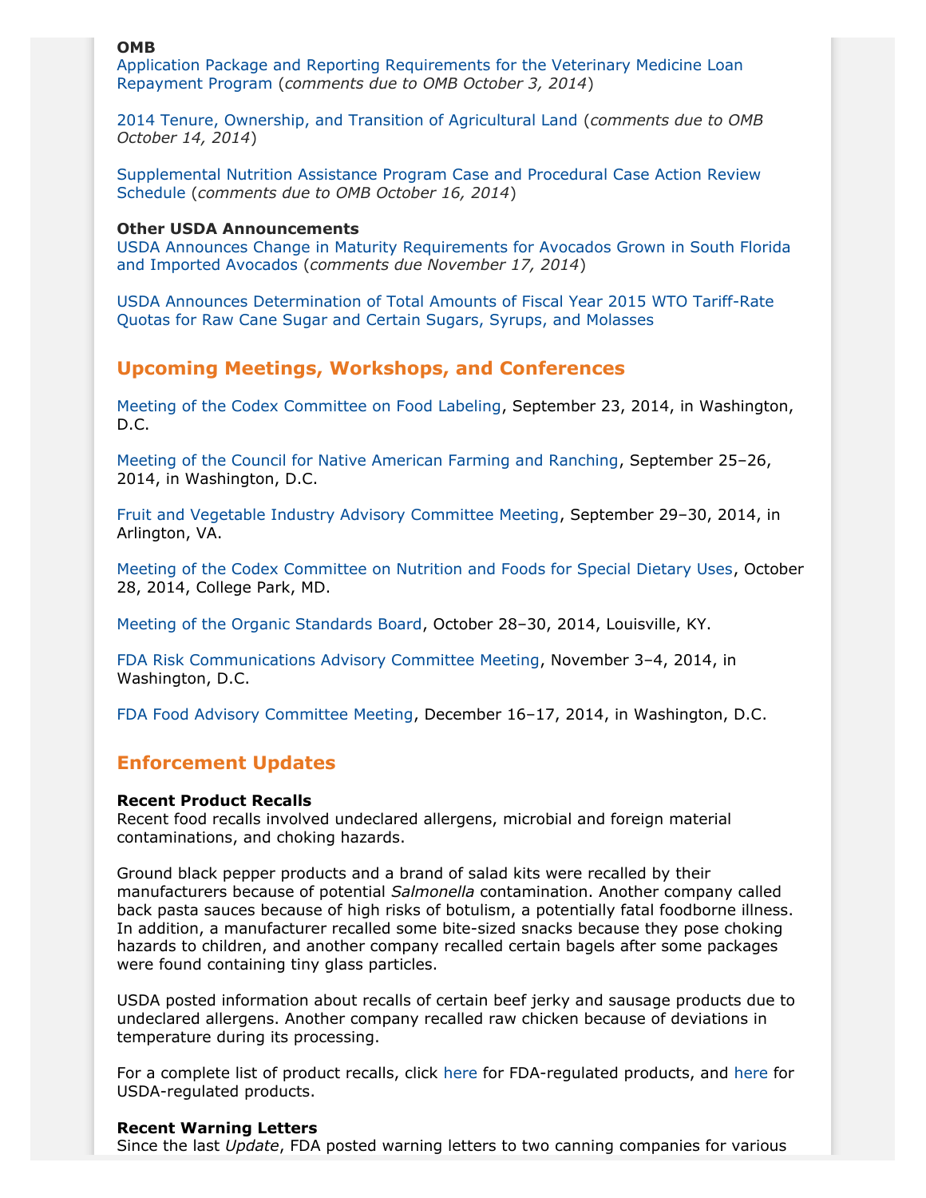**OMB**

Application Package and Reporting Requirements for the Veterinary Medicine Loan Repayment Program (*comments due to OMB October 3, 2014*)

2014 Tenure, Ownership, and Transition of Agricultural Land (*comments due to OMB October 14, 2014*)

Supplemental Nutrition Assistance Program Case and Procedural Case Action Review Schedule (*comments due to OMB October 16, 2014*)

**Other USDA Announcements**

USDA Announces Change in Maturity Requirements for Avocados Grown in South Florida and Imported Avocados (*comments due November 17, 2014*)

USDA Announces Determination of Total Amounts of Fiscal Year 2015 WTO Tariff-Rate Quotas for Raw Cane Sugar and Certain Sugars, Syrups, and Molasses

## Upcoming Meetings, Workshops, and Conferences

Meeting of the Codex Committee on Food Labeling, September 23, 2014, in Washington, D.C.

Meeting of the Council for Native American Farming and Ranching, September 25–26, 2014, in Washington, D.C.

Fruit and Vegetable Industry Advisory Committee Meeting, September 29–30, 2014, in Arlington, VA.

Meeting of the Codex Committee on Nutrition and Foods for Special Dietary Uses, October 28, 2014, College Park, MD.

Meeting of the Organic Standards Board, October 28–30, 2014, Louisville, KY.

FDA Risk Communications Advisory Committee Meeting, November 3–4, 2014, in Washington, D.C.

FDA Food Advisory Committee Meeting, December 16–17, 2014, in Washington, D.C.

## Enforcement Updates

**Recent Product Recalls**

Recent food recalls involved undeclared allergens, microbial and foreign material contaminations, and choking hazards.

Ground black pepper products and a brand of salad kits were recalled by their manufacturers because of potential *Salmonella* contamination. Another company called back pasta sauces because of high risks of botulism, a potentially fatal foodborne illness. In addition, a manufacturer recalled some bite-sized snacks because they pose choking hazards to children, and another company recalled certain bagels after some packages were found containing tiny glass particles.

USDA posted information about recalls of certain beef jerky and sausage products due to undeclared allergens. Another company recalled raw chicken because of deviations in temperature during its processing.

For a complete list of product recalls, click here for FDA-regulated products, and here for USDA-regulated products.

**Recent Warning Letters**

Since the last *Update*, FDA posted warning letters to two canning companies for various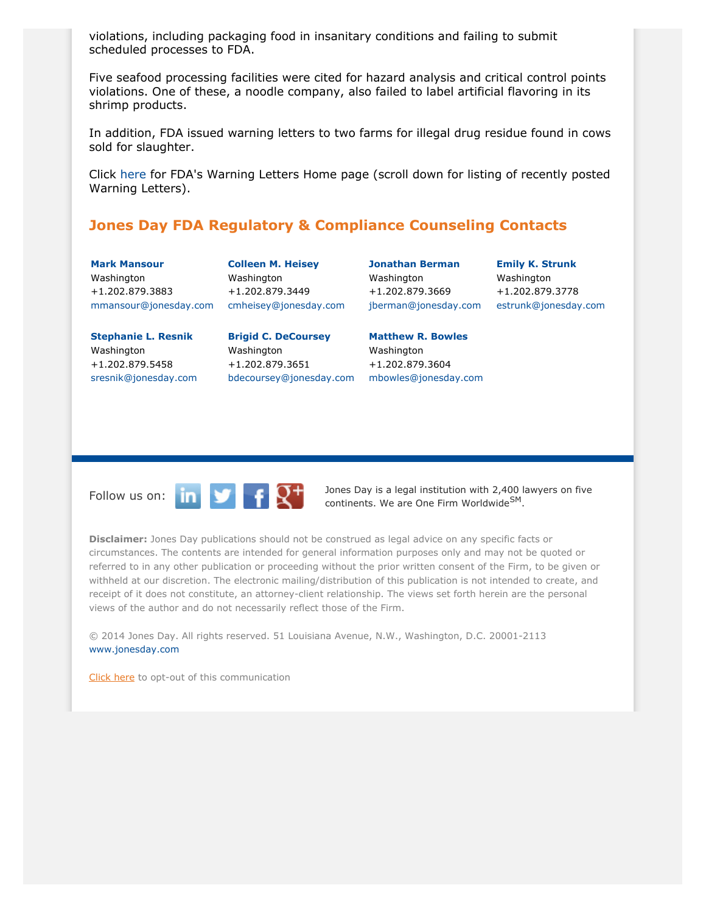violations, including packaging food in insanitary conditions and failing to submit scheduled processes to FDA.

Five seafood processing facilities were cited for hazard analysis and critical control points violations. One of these, a noodle company, also failed to label artificial flavoring in its shrimp products.

In addition, FDA issued warning letters to two farms for illegal drug residue found in cows sold for slaughter.

Click here for FDA's Warning Letters Home page (scroll down for listing of recently posted Warning Letters).

## Jones Day FDA Regulatory & Compliance Counseling Contacts

**Mark Mansour**
Washington
+1.202.879.3883
mmansour@jonesday.com

**Colleen M. Heisey**
Washington
+1.202.879.3449
cmheisey@jonesday.com

**Jonathan Berman**
Washington
+1.202.879.3669
jberman@jonesday.com

**Emily K. Strunk**
Washington
+1.202.879.3778
estrunk@jonesday.com

**Stephanie L. Resnik**
Washington
+1.202.879.5458
sresnik@jonesday.com

**Brigid C. DeCoursey**
Washington
+1.202.879.3651
bdecoursey@jonesday.com

**Matthew R. Bowles**
Washington
+1.202.879.3604
mbowles@jonesday.com

Follow us on:

Jones Day is a legal institution with 2,400 lawyers on five continents. We are One Firm Worldwide℠.

**Disclaimer:** Jones Day publications should not be construed as legal advice on any specific facts or circumstances. The contents are intended for general information purposes only and may not be quoted or referred to in any other publication or proceeding without the prior written consent of the Firm, to be given or withheld at our discretion. The electronic mailing/distribution of this publication is not intended to create, and receipt of it does not constitute, an attorney-client relationship. The views set forth herein are the personal views of the author and do not necessarily reflect those of the Firm.

© 2014 Jones Day. All rights reserved. 51 Louisiana Avenue, N.W., Washington, D.C. 20001-2113
www.jonesday.com

Click here to opt-out of this communication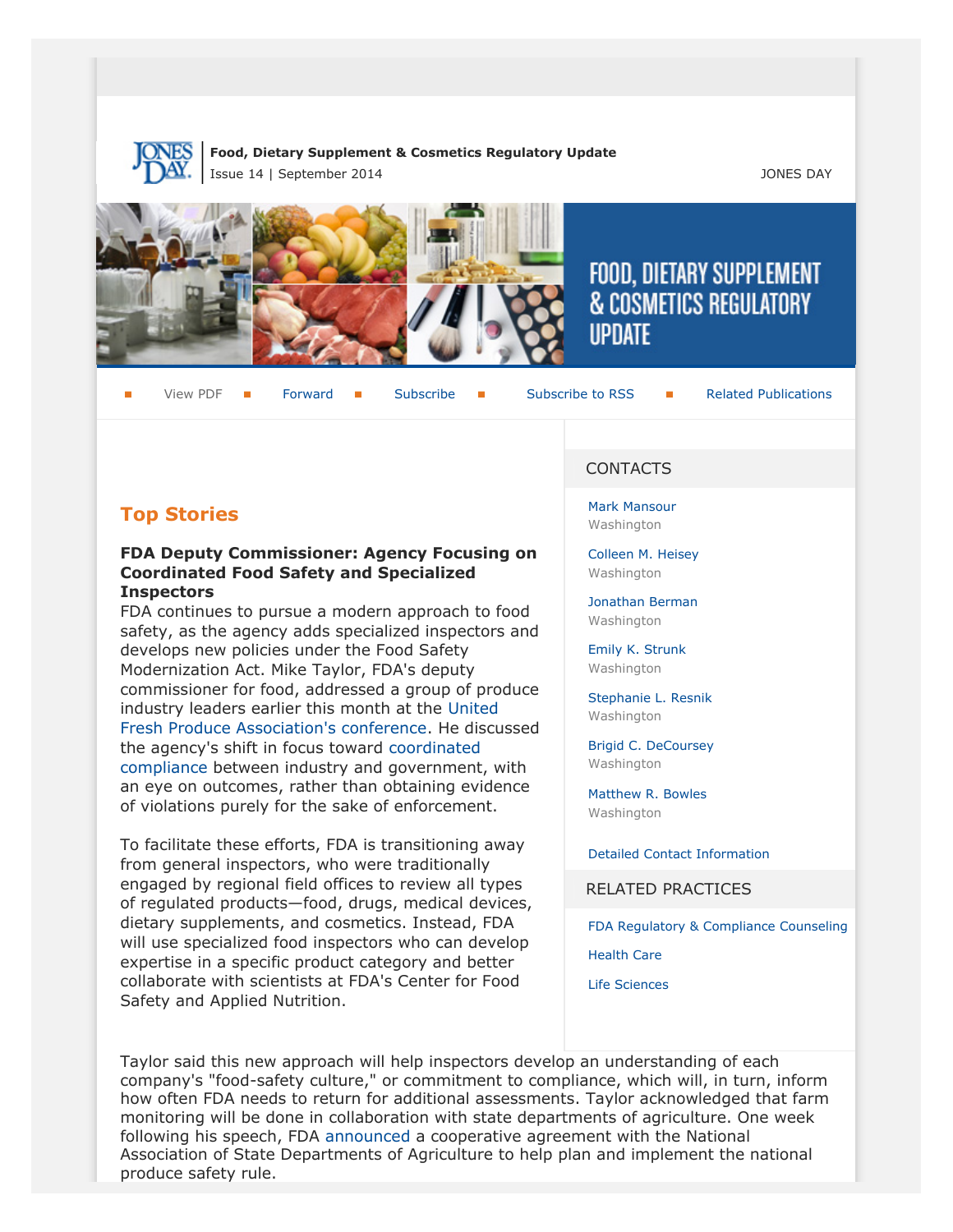**Food, Dietary Supplement & Cosmetics Regulatory Update**
Issue 14 | September 2014

JONES DAY

FOOD, DIETARY SUPPLEMENT & COSMETICS REGULATORY UPDATE

View PDF | Forward | Subscribe | Subscribe to RSS | Related Publications

## Top Stories

**FDA Deputy Commissioner: Agency Focusing on Coordinated Food Safety and Specialized Inspectors**

FDA continues to pursue a modern approach to food safety, as the agency adds specialized inspectors and develops new policies under the Food Safety Modernization Act. Mike Taylor, FDA's deputy commissioner for food, addressed a group of produce industry leaders earlier this month at the United Fresh Produce Association's conference. He discussed the agency's shift in focus toward coordinated compliance between industry and government, with an eye on outcomes, rather than obtaining evidence of violations purely for the sake of enforcement.

To facilitate these efforts, FDA is transitioning away from general inspectors, who were traditionally engaged by regional field offices to review all types of regulated products—food, drugs, medical devices, dietary supplements, and cosmetics. Instead, FDA will use specialized food inspectors who can develop expertise in a specific product category and better collaborate with scientists at FDA's Center for Food Safety and Applied Nutrition.

Taylor said this new approach will help inspectors develop an understanding of each company's "food-safety culture," or commitment to compliance, which will, in turn, inform how often FDA needs to return for additional assessments. Taylor acknowledged that farm monitoring will be done in collaboration with state departments of agriculture. One week following his speech, FDA announced a cooperative agreement with the National Association of State Departments of Agriculture to help plan and implement the national produce safety rule.

## CONTACTS

Mark Mansour
Washington

Colleen M. Heisey
Washington

Jonathan Berman
Washington

Emily K. Strunk
Washington

Stephanie L. Resnik
Washington

Brigid C. DeCoursey
Washington

Matthew R. Bowles
Washington

Detailed Contact Information

## RELATED PRACTICES

FDA Regulatory & Compliance Counseling

Health Care

Life Sciences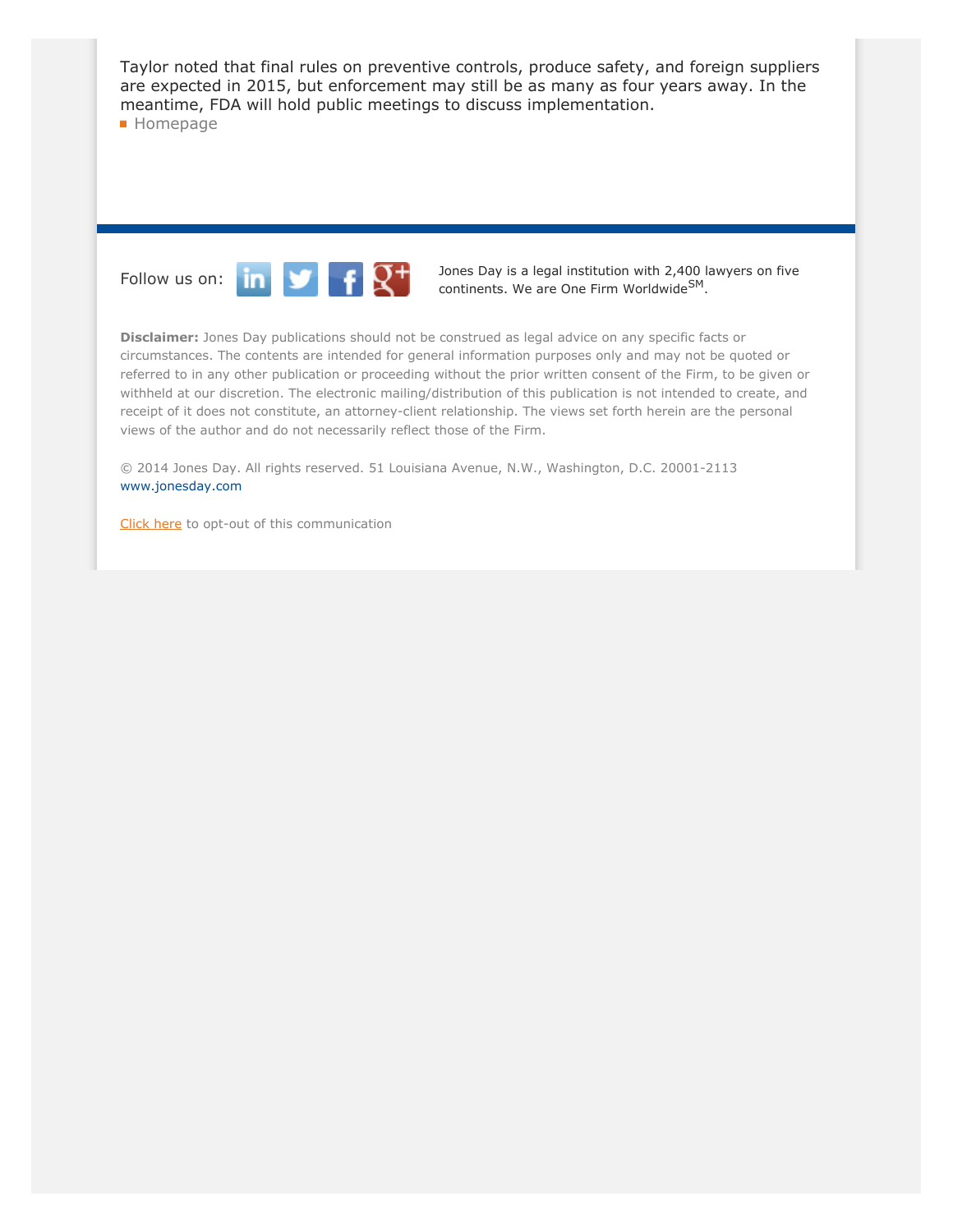Taylor noted that final rules on preventive controls, produce safety, and foreign suppliers are expected in 2015, but enforcement may still be as many as four years away. In the meantime, FDA will hold public meetings to discuss implementation.

- Homepage

Follow us on:

Jones Day is a legal institution with 2,400 lawyers on five continents. We are One Firm Worldwide℠.

**Disclaimer:** Jones Day publications should not be construed as legal advice on any specific facts or circumstances. The contents are intended for general information purposes only and may not be quoted or referred to in any other publication or proceeding without the prior written consent of the Firm, to be given or withheld at our discretion. The electronic mailing/distribution of this publication is not intended to create, and receipt of it does not constitute, an attorney-client relationship. The views set forth herein are the personal views of the author and do not necessarily reflect those of the Firm.

© 2014 Jones Day. All rights reserved. 51 Louisiana Avenue, N.W., Washington, D.C. 20001-2113
www.jonesday.com

Click here to opt-out of this communication